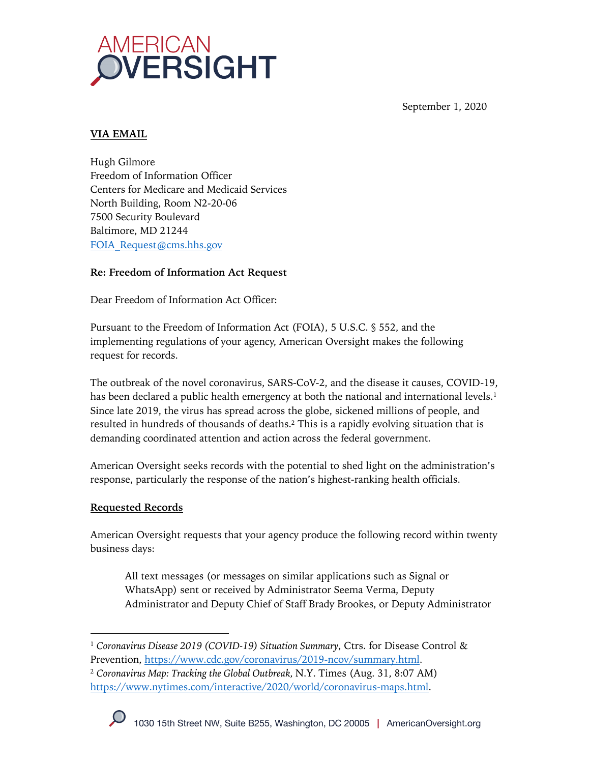AMERICAN OVERSIGHT

September 1, 2020

**VIA EMAIL**

Hugh Gilmore
Freedom of Information Officer
Centers for Medicare and Medicaid Services
North Building, Room N2-20-06
7500 Security Boulevard
Baltimore, MD 21244
FOIA_Request@cms.hhs.gov

**Re: Freedom of Information Act Request**

Dear Freedom of Information Act Officer:

Pursuant to the Freedom of Information Act (FOIA), 5 U.S.C. § 552, and the implementing regulations of your agency, American Oversight makes the following request for records.

The outbreak of the novel coronavirus, SARS-CoV-2, and the disease it causes, COVID-19, has been declared a public health emergency at both the national and international levels.[1] Since late 2019, the virus has spread across the globe, sickened millions of people, and resulted in hundreds of thousands of deaths.[2] This is a rapidly evolving situation that is demanding coordinated attention and action across the federal government.

American Oversight seeks records with the potential to shed light on the administration's response, particularly the response of the nation's highest-ranking health officials.

**Requested Records**

American Oversight requests that your agency produce the following record within twenty business days:

> All text messages (or messages on similar applications such as Signal or WhatsApp) sent or received by Administrator Seema Verma, Deputy Administrator and Deputy Chief of Staff Brady Brookes, or Deputy Administrator

---

[1] *Coronavirus Disease 2019 (COVID-19) Situation Summary*, Ctrs. for Disease Control & Prevention, https://www.cdc.gov/coronavirus/2019-ncov/summary.html.

[2] *Coronavirus Map: Tracking the Global Outbreak*, N.Y. Times (Aug. 31, 8:07 AM) https://www.nytimes.com/interactive/2020/world/coronavirus-maps.html.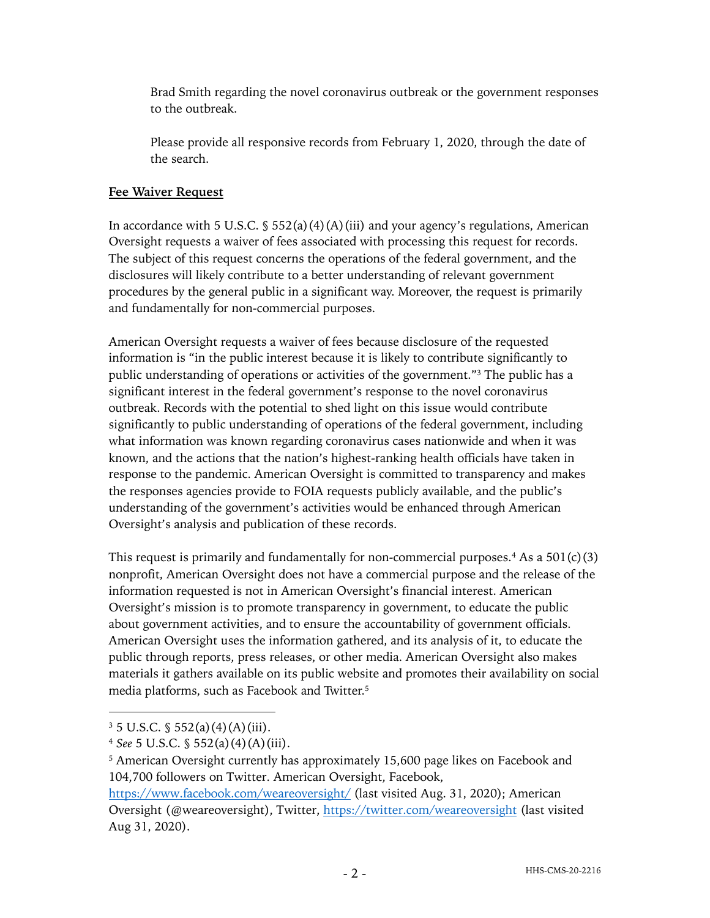Brad Smith regarding the novel coronavirus outbreak or the government responses to the outbreak.

Please provide all responsive records from February 1, 2020, through the date of the search.

**Fee Waiver Request**

In accordance with 5 U.S.C. § 552(a)(4)(A)(iii) and your agency's regulations, American Oversight requests a waiver of fees associated with processing this request for records. The subject of this request concerns the operations of the federal government, and the disclosures will likely contribute to a better understanding of relevant government procedures by the general public in a significant way. Moreover, the request is primarily and fundamentally for non-commercial purposes.

American Oversight requests a waiver of fees because disclosure of the requested information is "in the public interest because it is likely to contribute significantly to public understanding of operations or activities of the government."[3] The public has a significant interest in the federal government's response to the novel coronavirus outbreak. Records with the potential to shed light on this issue would contribute significantly to public understanding of operations of the federal government, including what information was known regarding coronavirus cases nationwide and when it was known, and the actions that the nation's highest-ranking health officials have taken in response to the pandemic. American Oversight is committed to transparency and makes the responses agencies provide to FOIA requests publicly available, and the public's understanding of the government's activities would be enhanced through American Oversight's analysis and publication of these records.

This request is primarily and fundamentally for non-commercial purposes.[4] As a 501(c)(3) nonprofit, American Oversight does not have a commercial purpose and the release of the information requested is not in American Oversight's financial interest. American Oversight's mission is to promote transparency in government, to educate the public about government activities, and to ensure the accountability of government officials. American Oversight uses the information gathered, and its analysis of it, to educate the public through reports, press releases, or other media. American Oversight also makes materials it gathers available on its public website and promotes their availability on social media platforms, such as Facebook and Twitter.[5]

---

[3] 5 U.S.C. § 552(a)(4)(A)(iii).

[4] *See* 5 U.S.C. § 552(a)(4)(A)(iii).

[5] American Oversight currently has approximately 15,600 page likes on Facebook and 104,700 followers on Twitter. American Oversight, Facebook, https://www.facebook.com/weareoversight/ (last visited Aug. 31, 2020); American Oversight (@weareoversight), Twitter, https://twitter.com/weareoversight (last visited Aug 31, 2020).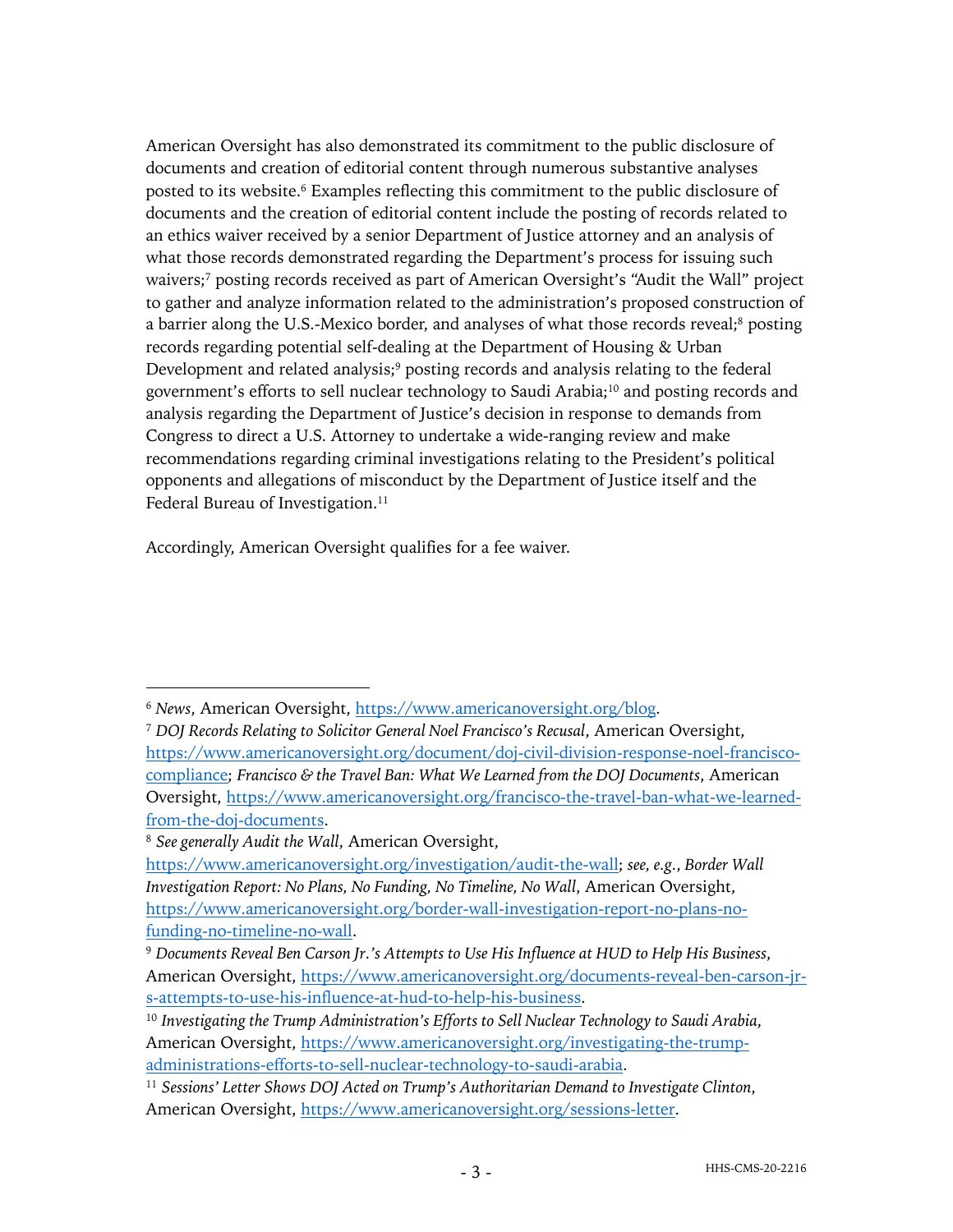American Oversight has also demonstrated its commitment to the public disclosure of documents and creation of editorial content through numerous substantive analyses posted to its website.[6] Examples reflecting this commitment to the public disclosure of documents and the creation of editorial content include the posting of records related to an ethics waiver received by a senior Department of Justice attorney and an analysis of what those records demonstrated regarding the Department's process for issuing such waivers;[7] posting records received as part of American Oversight's "Audit the Wall" project to gather and analyze information related to the administration's proposed construction of a barrier along the U.S.-Mexico border, and analyses of what those records reveal;[8] posting records regarding potential self-dealing at the Department of Housing & Urban Development and related analysis;[9] posting records and analysis relating to the federal government's efforts to sell nuclear technology to Saudi Arabia;[10] and posting records and analysis regarding the Department of Justice's decision in response to demands from Congress to direct a U.S. Attorney to undertake a wide-ranging review and make recommendations regarding criminal investigations relating to the President's political opponents and allegations of misconduct by the Department of Justice itself and the Federal Bureau of Investigation.[11]

Accordingly, American Oversight qualifies for a fee waiver.

---

[6] *News*, American Oversight, https://www.americanoversight.org/blog.

[7] *DOJ Records Relating to Solicitor General Noel Francisco's Recusal*, American Oversight, https://www.americanoversight.org/document/doj-civil-division-response-noel-francisco-compliance; *Francisco & the Travel Ban: What We Learned from the DOJ Documents*, American Oversight, https://www.americanoversight.org/francisco-the-travel-ban-what-we-learned-from-the-doj-documents.

[8] *See generally Audit the Wall*, American Oversight, https://www.americanoversight.org/investigation/audit-the-wall; *see, e.g.*, *Border Wall Investigation Report: No Plans, No Funding, No Timeline, No Wall*, American Oversight, https://www.americanoversight.org/border-wall-investigation-report-no-plans-no-funding-no-timeline-no-wall.

[9] *Documents Reveal Ben Carson Jr.'s Attempts to Use His Influence at HUD to Help His Business*, American Oversight, https://www.americanoversight.org/documents-reveal-ben-carson-jr-s-attempts-to-use-his-influence-at-hud-to-help-his-business.

[10] *Investigating the Trump Administration's Efforts to Sell Nuclear Technology to Saudi Arabia*, American Oversight, https://www.americanoversight.org/investigating-the-trump-administrations-efforts-to-sell-nuclear-technology-to-saudi-arabia.

[11] *Sessions' Letter Shows DOJ Acted on Trump's Authoritarian Demand to Investigate Clinton*, American Oversight, https://www.americanoversight.org/sessions-letter.

HHS-CMS-20-2216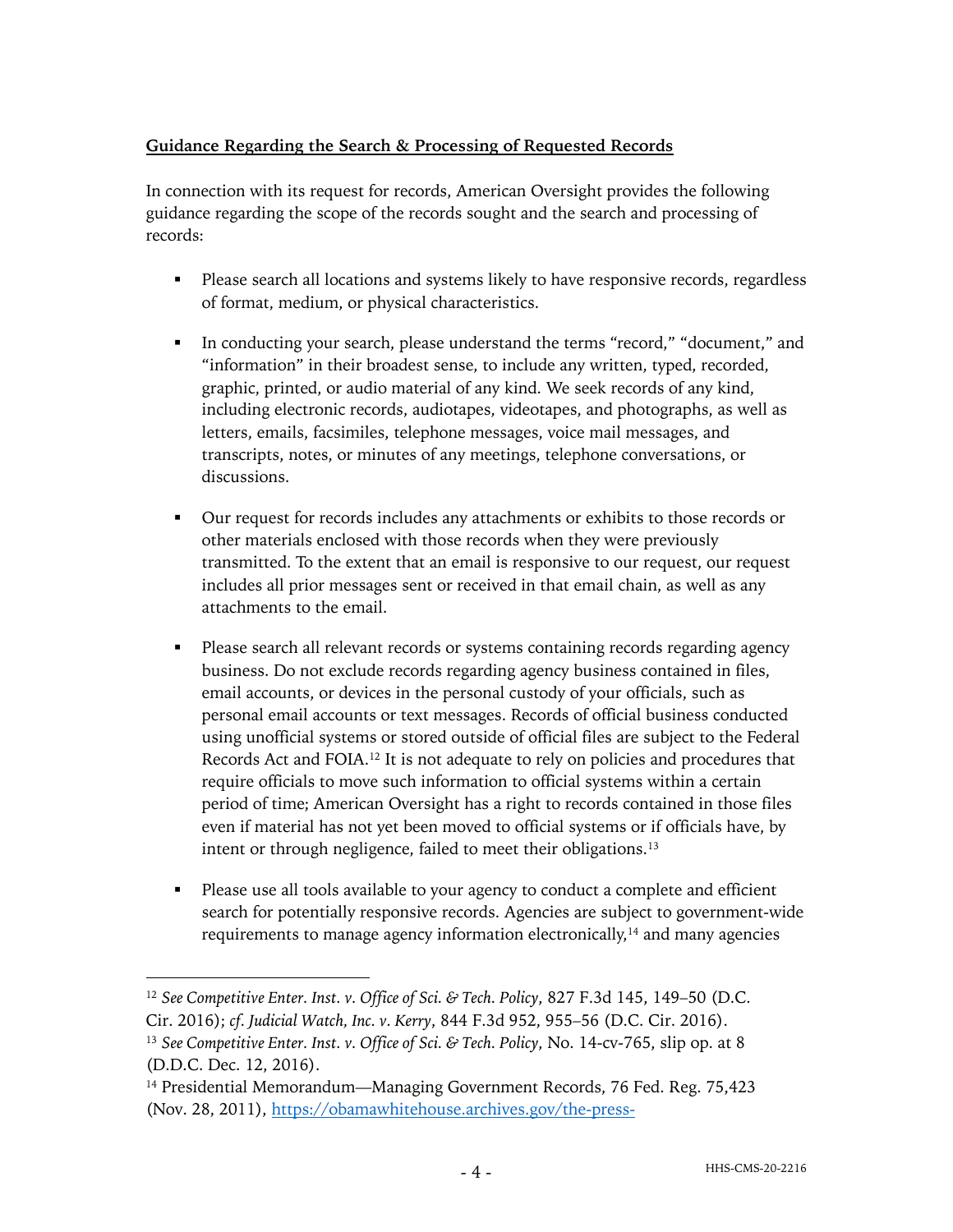**Guidance Regarding the Search & Processing of Requested Records**

In connection with its request for records, American Oversight provides the following guidance regarding the scope of the records sought and the search and processing of records:

- Please search all locations and systems likely to have responsive records, regardless of format, medium, or physical characteristics.

- In conducting your search, please understand the terms "record," "document," and "information" in their broadest sense, to include any written, typed, recorded, graphic, printed, or audio material of any kind. We seek records of any kind, including electronic records, audiotapes, videotapes, and photographs, as well as letters, emails, facsimiles, telephone messages, voice mail messages, and transcripts, notes, or minutes of any meetings, telephone conversations, or discussions.

- Our request for records includes any attachments or exhibits to those records or other materials enclosed with those records when they were previously transmitted. To the extent that an email is responsive to our request, our request includes all prior messages sent or received in that email chain, as well as any attachments to the email.

- Please search all relevant records or systems containing records regarding agency business. Do not exclude records regarding agency business contained in files, email accounts, or devices in the personal custody of your officials, such as personal email accounts or text messages. Records of official business conducted using unofficial systems or stored outside of official files are subject to the Federal Records Act and FOIA.[12] It is not adequate to rely on policies and procedures that require officials to move such information to official systems within a certain period of time; American Oversight has a right to records contained in those files even if material has not yet been moved to official systems or if officials have, by intent or through negligence, failed to meet their obligations.[13]

- Please use all tools available to your agency to conduct a complete and efficient search for potentially responsive records. Agencies are subject to government-wide requirements to manage agency information electronically,[14] and many agencies

---

[12] *See Competitive Enter. Inst. v. Office of Sci. & Tech. Policy*, 827 F.3d 145, 149–50 (D.C. Cir. 2016); *cf. Judicial Watch, Inc. v. Kerry*, 844 F.3d 952, 955–56 (D.C. Cir. 2016).

[13] *See Competitive Enter. Inst. v. Office of Sci. & Tech. Policy*, No. 14-cv-765, slip op. at 8 (D.D.C. Dec. 12, 2016).

[14] Presidential Memorandum—Managing Government Records, 76 Fed. Reg. 75,423 (Nov. 28, 2011), https://obamawhitehouse.archives.gov/the-press-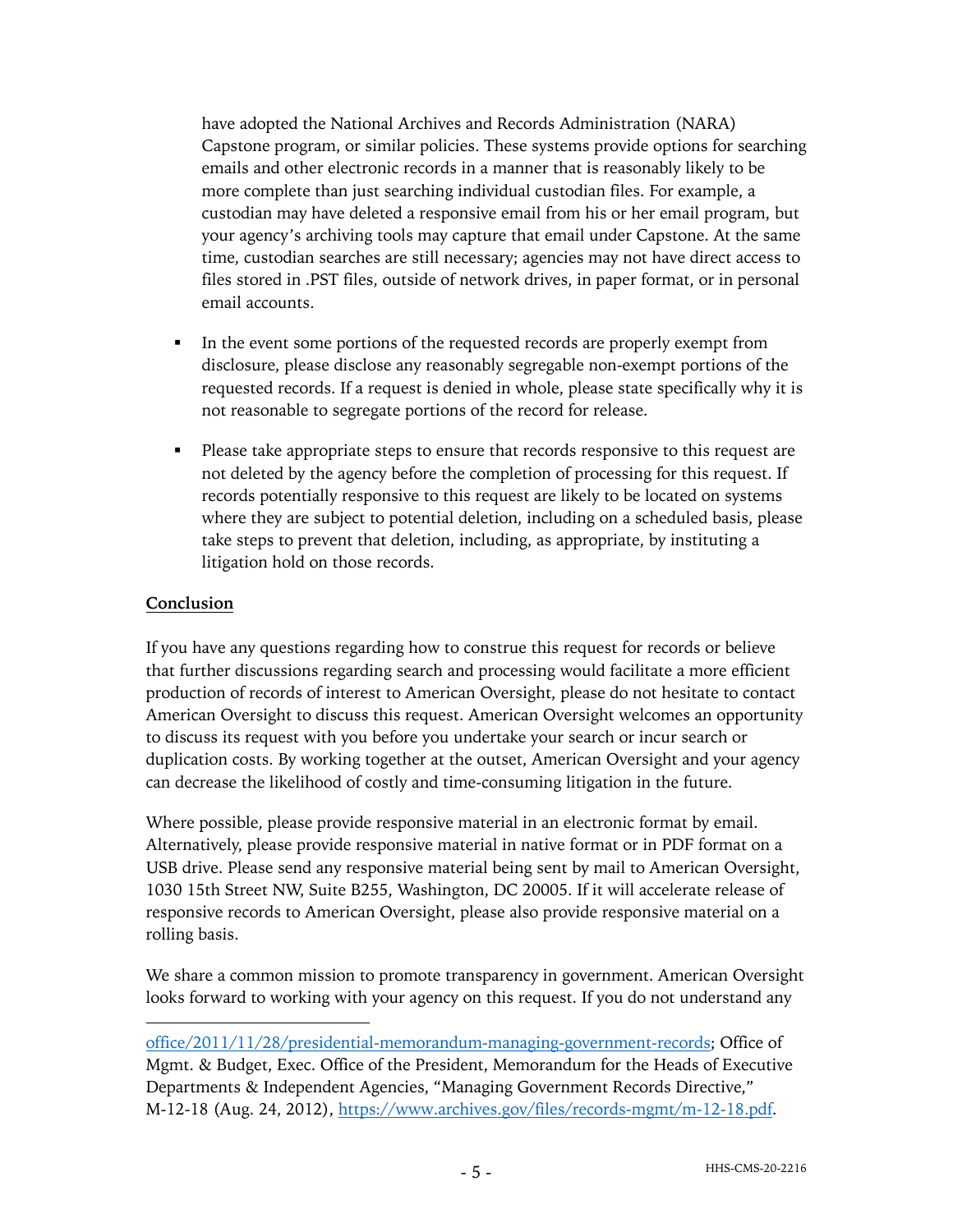have adopted the National Archives and Records Administration (NARA) Capstone program, or similar policies. These systems provide options for searching emails and other electronic records in a manner that is reasonably likely to be more complete than just searching individual custodian files. For example, a custodian may have deleted a responsive email from his or her email program, but your agency's archiving tools may capture that email under Capstone. At the same time, custodian searches are still necessary; agencies may not have direct access to files stored in .PST files, outside of network drives, in paper format, or in personal email accounts.

- In the event some portions of the requested records are properly exempt from disclosure, please disclose any reasonably segregable non-exempt portions of the requested records. If a request is denied in whole, please state specifically why it is not reasonable to segregate portions of the record for release.

- Please take appropriate steps to ensure that records responsive to this request are not deleted by the agency before the completion of processing for this request. If records potentially responsive to this request are likely to be located on systems where they are subject to potential deletion, including on a scheduled basis, please take steps to prevent that deletion, including, as appropriate, by instituting a litigation hold on those records.

**Conclusion**

If you have any questions regarding how to construe this request for records or believe that further discussions regarding search and processing would facilitate a more efficient production of records of interest to American Oversight, please do not hesitate to contact American Oversight to discuss this request. American Oversight welcomes an opportunity to discuss its request with you before you undertake your search or incur search or duplication costs. By working together at the outset, American Oversight and your agency can decrease the likelihood of costly and time-consuming litigation in the future.

Where possible, please provide responsive material in an electronic format by email. Alternatively, please provide responsive material in native format or in PDF format on a USB drive. Please send any responsive material being sent by mail to American Oversight, 1030 15th Street NW, Suite B255, Washington, DC 20005. If it will accelerate release of responsive records to American Oversight, please also provide responsive material on a rolling basis.

We share a common mission to promote transparency in government. American Oversight looks forward to working with your agency on this request. If you do not understand any

---

office/2011/11/28/presidential-memorandum-managing-government-records; Office of Mgmt. & Budget, Exec. Office of the President, Memorandum for the Heads of Executive Departments & Independent Agencies, "Managing Government Records Directive," M-12-18 (Aug. 24, 2012), https://www.archives.gov/files/records-mgmt/m-12-18.pdf.

HHS-CMS-20-2216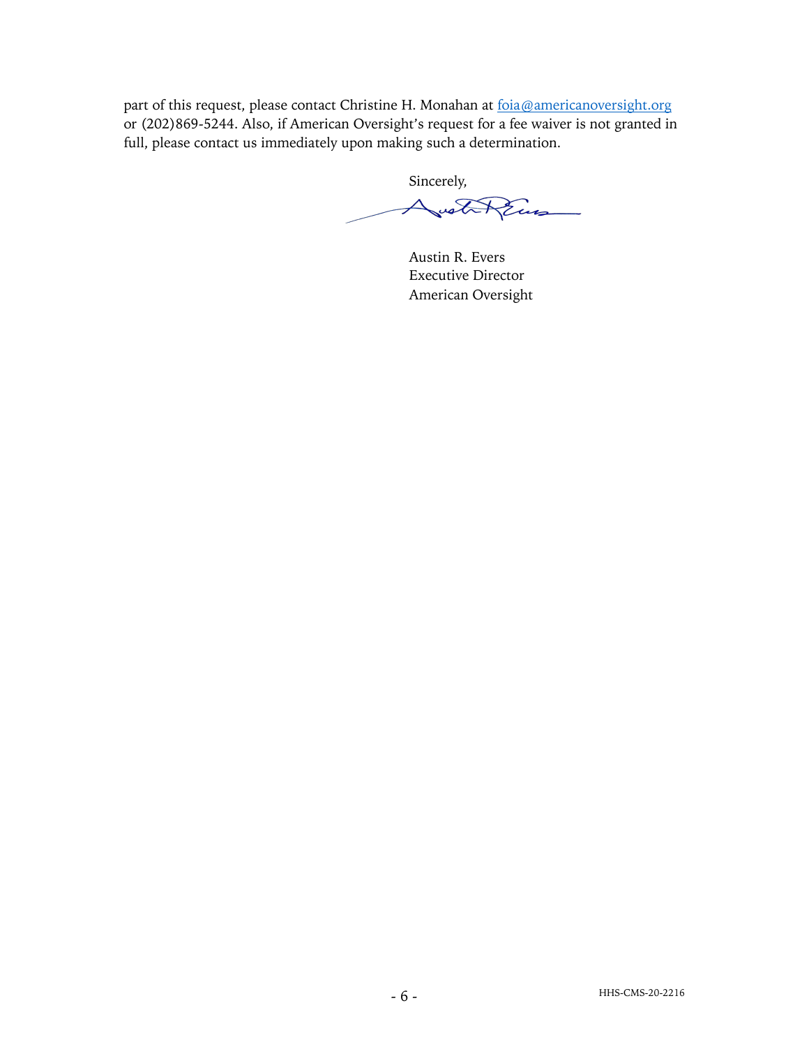part of this request, please contact Christine H. Monahan at [foia@americanoversight.org](mailto:foia@americanoversight.org) or (202)869-5244. Also, if American Oversight's request for a fee waiver is not granted in full, please contact us immediately upon making such a determination.

Sincerely,

Austin R. Evers
Executive Director
American Oversight

HHS-CMS-20-2216